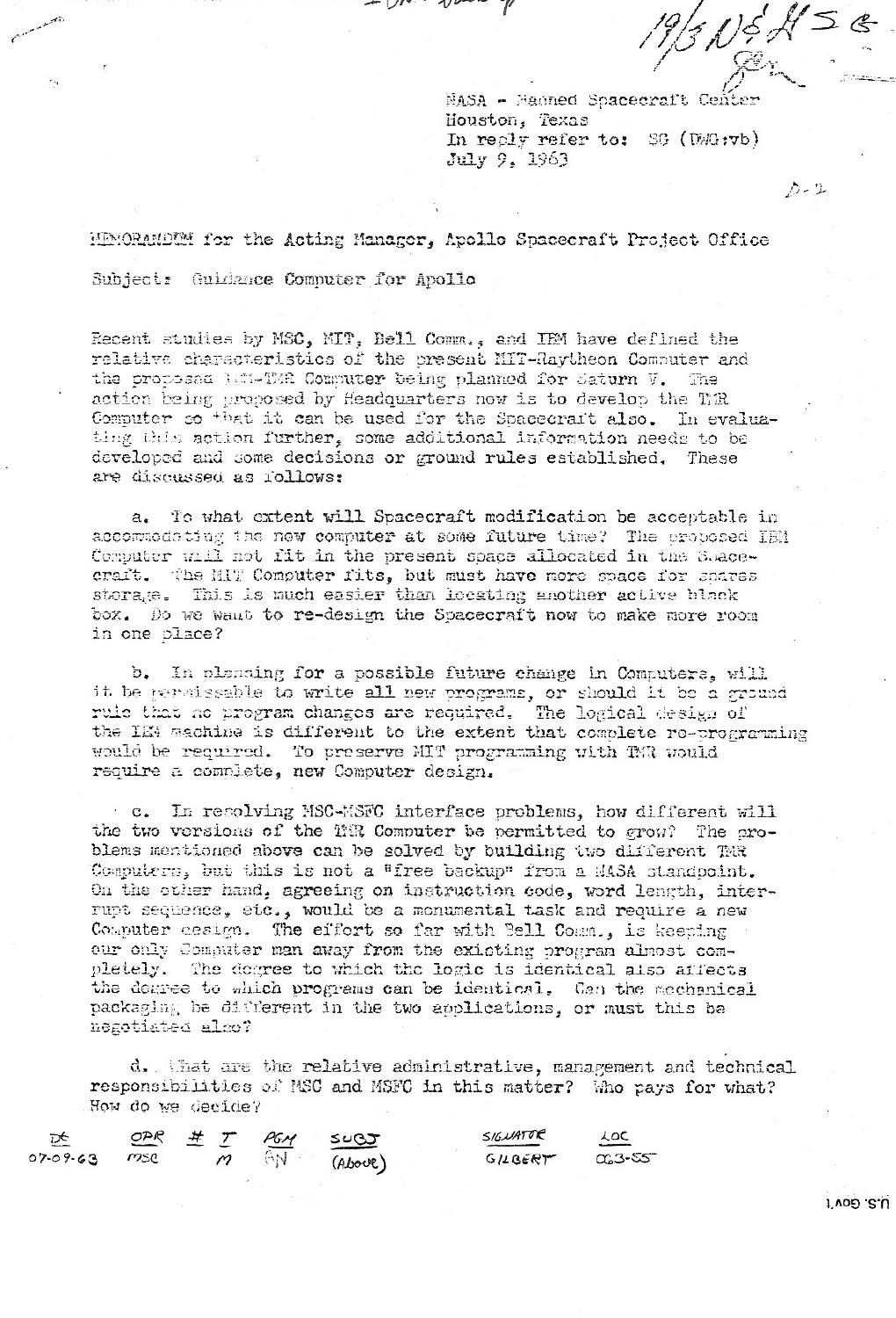19/3 NE H S G

NASA - Manned Spacecraft Center
Houston, Texas
In reply refer to: SG (DWG:vb)
July 9, 1963

D-2

MEMORANDUM for the Acting Manager, Apollo Spacecraft Project Office

Subject: Guidance Computer for Apollo

Recent studies by MSC, MIT, Bell Comm., and IBM have defined the relative characteristics of the present MIT-Raytheon Computer and the proposed IBM-TMR Computer being planned for Saturn V. The action being proposed by Headquarters now is to develop the TMR Computer so that it can be used for the Spacecraft also. In evaluating this action further, some additional information needs to be developed and some decisions or ground rules established. These are discussed as follows:

a. To what extent will Spacecraft modification be acceptable in accommodating the new computer at some future time? The proposed IBM Computer will not fit in the present space allocated in the Spacecraft. The MIT Computer fits, but must have more space for spares storage. This is much easier than locating another active black box. Do we want to re-design the Spacecraft now to make more room in one place?

b. In planning for a possible future change in Computers, will it be permissable to write all new programs, or should it be a ground rule that no program changes are required. The logical design of the IBM machine is different to the extent that complete re-programming would be required. To preserve MIT programming with TMR would require a complete, new Computer design.

c. In resolving MSC-MSFC interface problems, how different will the two versions of the TMR Computer be permitted to grow? The problems mentioned above can be solved by building two different TMR Computers, but this is not a "free backup" from a NASA standpoint. On the other hand, agreeing on instruction code, word length, interrupt sequence, etc., would be a monumental task and require a new Computer design. The effort so far with Bell Comm., is keeping our only Computer man away from the existing program almost completely. The degree to which the logic is identical also affects the degree to which programs can be identical. Can the mechanical packaging be different in the two applications, or must this be negotiated also?

d. What are the relative administrative, management and technical responsibilities of MSC and MSFC in this matter? Who pays for what? How do we decide?

| DE | OPR | # | T | PGM | SUBJ | SIGNATOR | LOC |
|---|---|---|---|---|---|---|---|
| 07-09-63 | MSC | | M | GN | (Above) | GILBERT | 063-55 |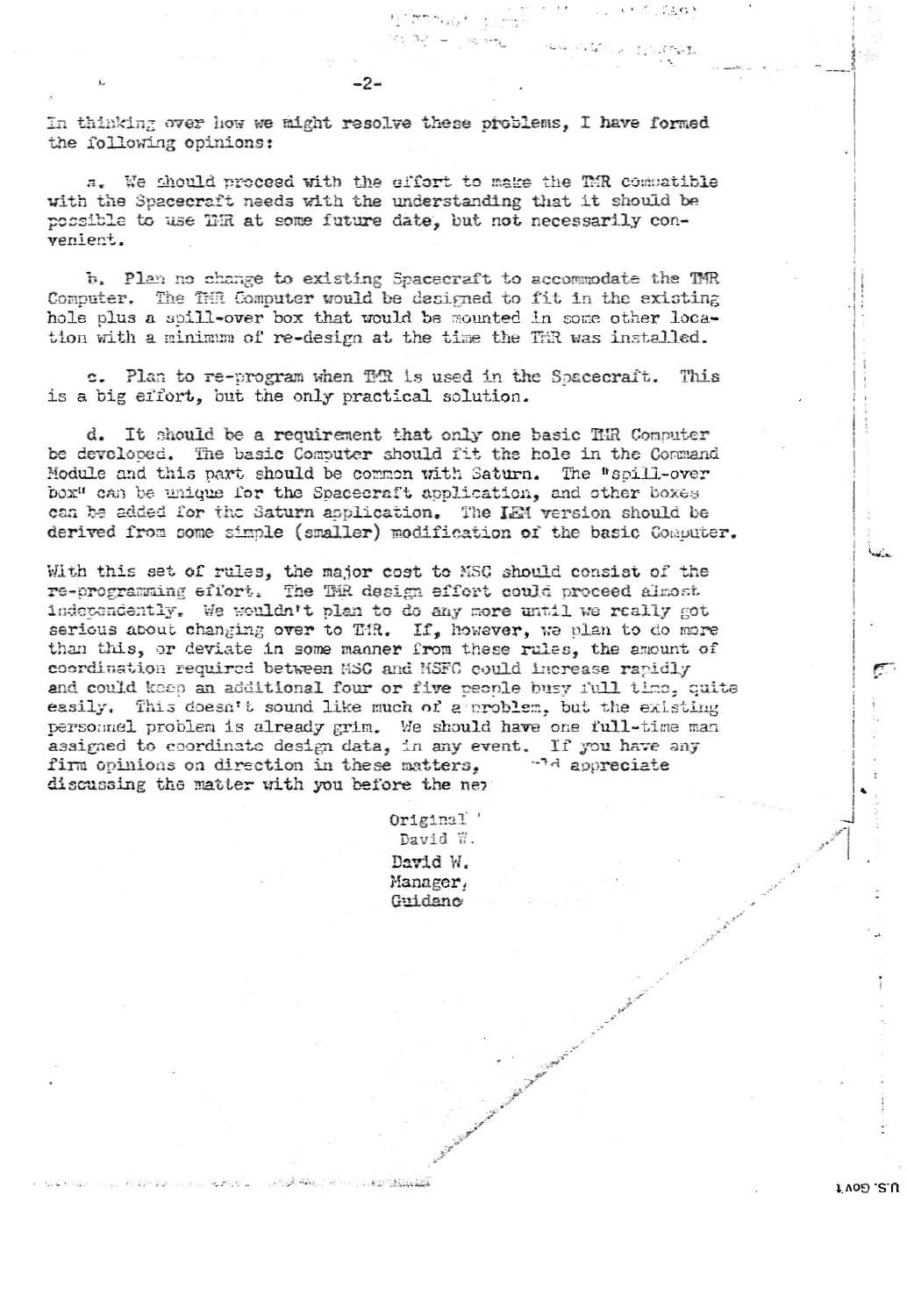In thinking over how we might resolve these problems, I have formed the following opinions:

a. We should proceed with the effort to make the TMR compatible with the Spacecraft needs with the understanding that it should be possible to use TMR at some future date, but not necessarily convenient.

b. Plan no change to existing Spacecraft to accommodate the TMR Computer. The TMR Computer would be designed to fit in the existing hole plus a spill-over box that would be mounted in some other location with a minimum of re-design at the time the TMR was installed.

c. Plan to re-program when TMR is used in the Spacecraft. This is a big effort, but the only practical solution.

d. It should be a requirement that only one basic TMR Computer be developed. The basic Computer should fit the hole in the Command Module and this part should be common with Saturn. The "spill-over box" can be unique for the Spacecraft application, and other boxes can be added for the Saturn application. The LEM version should be derived from some simple (smaller) modification of the basic Computer.

With this set of rules, the major cost to MSC should consist of the re-programming effort. The TMR design effort could proceed almost independently. We wouldn't plan to do any more until we really got serious about changing over to TMR. If, however, we plan to do more than this, or deviate in some manner from these rules, the amount of coordination required between MSC and MSFC could increase rapidly and could keep an additional four or five people busy full time, quite easily. This doesn't sound like much of a problem, but the existing personnel problem is already grim. We should have one full-time man assigned to coordinate design data, in any event. If you have any firm opinions on direction in these matters, ...ld appreciate discussing the matter with you before the ne...

Original '
David W.
David W.
Manager,
Guidanc